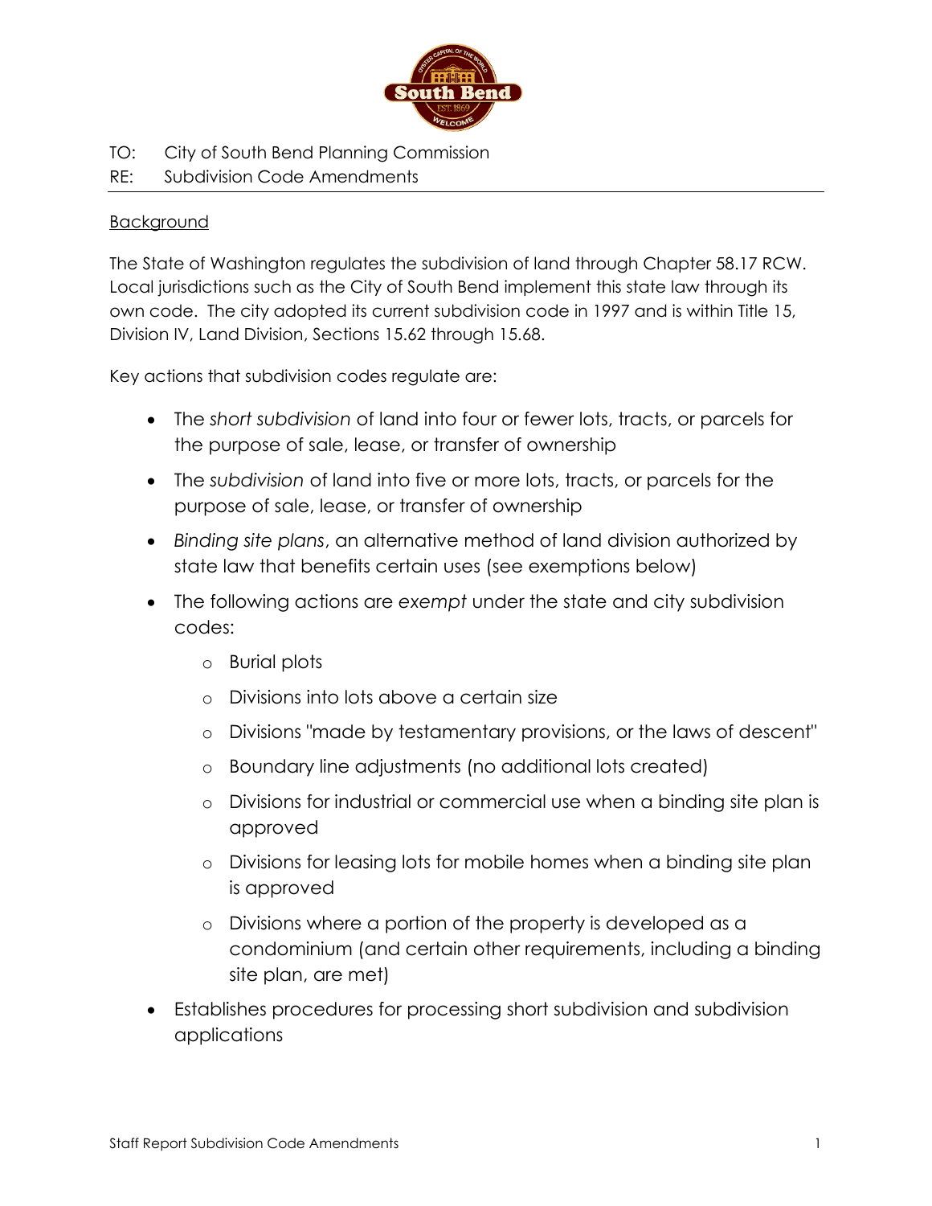TO: City of South Bend Planning Commission

RE: Subdivision Code Amendments

---

<u>Background</u>

The State of Washington regulates the subdivision of land through Chapter 58.17 RCW. Local jurisdictions such as the City of South Bend implement this state law through its own code. The city adopted its current subdivision code in 1997 and is within Title 15, Division IV, Land Division, Sections 15.62 through 15.68.

Key actions that subdivision codes regulate are:

- The *short subdivision* of land into four or fewer lots, tracts, or parcels for the purpose of sale, lease, or transfer of ownership
- The *subdivision* of land into five or more lots, tracts, or parcels for the purpose of sale, lease, or transfer of ownership
- *Binding site plans*, an alternative method of land division authorized by state law that benefits certain uses (see exemptions below)
- The following actions are *exempt* under the state and city subdivision codes:
  - Burial plots
  - Divisions into lots above a certain size
  - Divisions "made by testamentary provisions, or the laws of descent"
  - Boundary line adjustments (no additional lots created)
  - Divisions for industrial or commercial use when a binding site plan is approved
  - Divisions for leasing lots for mobile homes when a binding site plan is approved
  - Divisions where a portion of the property is developed as a condominium (and certain other requirements, including a binding site plan, are met)
- Establishes procedures for processing short subdivision and subdivision applications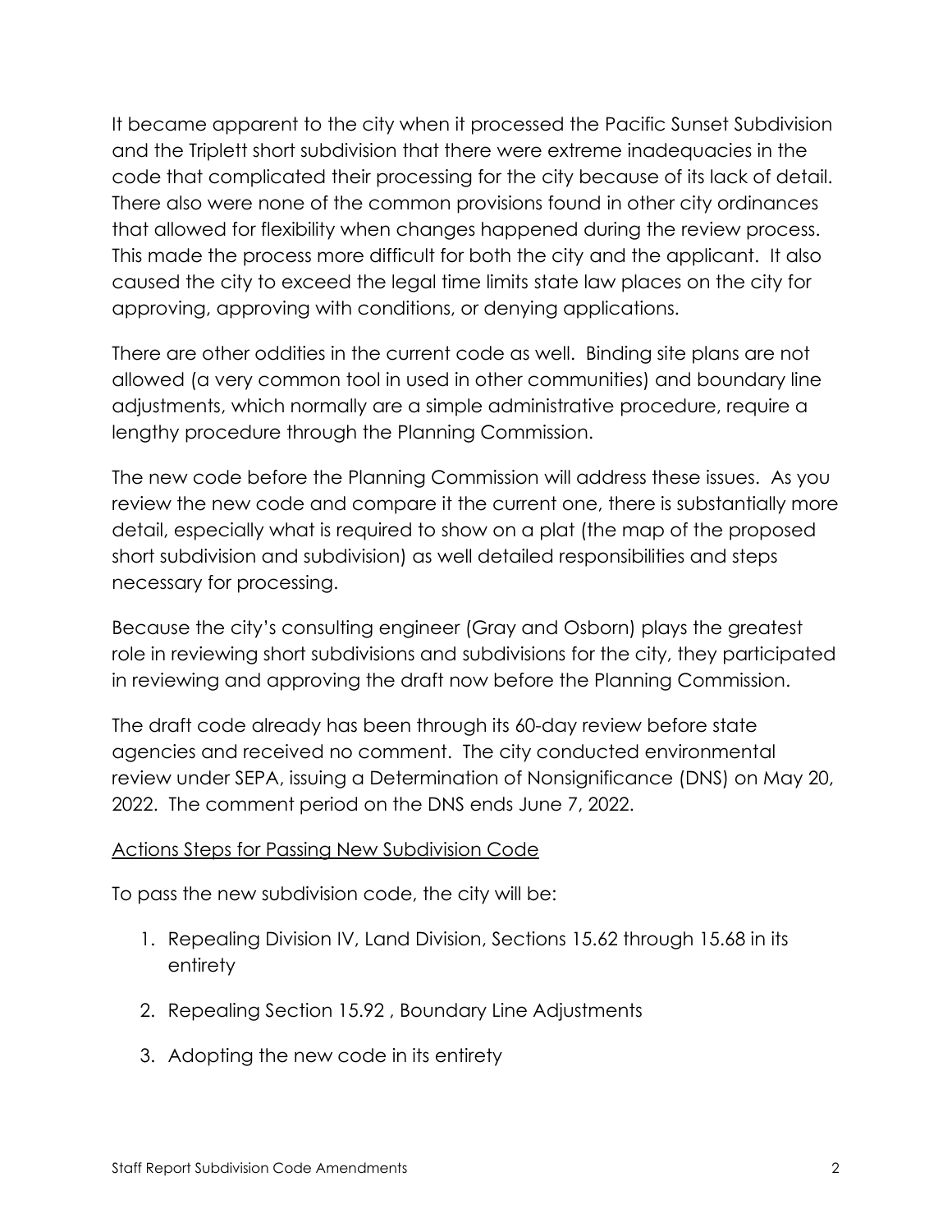It became apparent to the city when it processed the Pacific Sunset Subdivision and the Triplett short subdivision that there were extreme inadequacies in the code that complicated their processing for the city because of its lack of detail. There also were none of the common provisions found in other city ordinances that allowed for flexibility when changes happened during the review process. This made the process more difficult for both the city and the applicant. It also caused the city to exceed the legal time limits state law places on the city for approving, approving with conditions, or denying applications.

There are other oddities in the current code as well. Binding site plans are not allowed (a very common tool in used in other communities) and boundary line adjustments, which normally are a simple administrative procedure, require a lengthy procedure through the Planning Commission.

The new code before the Planning Commission will address these issues. As you review the new code and compare it the current one, there is substantially more detail, especially what is required to show on a plat (the map of the proposed short subdivision and subdivision) as well detailed responsibilities and steps necessary for processing.

Because the city's consulting engineer (Gray and Osborn) plays the greatest role in reviewing short subdivisions and subdivisions for the city, they participated in reviewing and approving the draft now before the Planning Commission.

The draft code already has been through its 60-day review before state agencies and received no comment. The city conducted environmental review under SEPA, issuing a Determination of Nonsignificance (DNS) on May 20, 2022. The comment period on the DNS ends June 7, 2022.

<u>Actions Steps for Passing New Subdivision Code</u>

To pass the new subdivision code, the city will be:

1. Repealing Division IV, Land Division, Sections 15.62 through 15.68 in its entirety
2. Repealing Section 15.92 , Boundary Line Adjustments
3. Adopting the new code in its entirety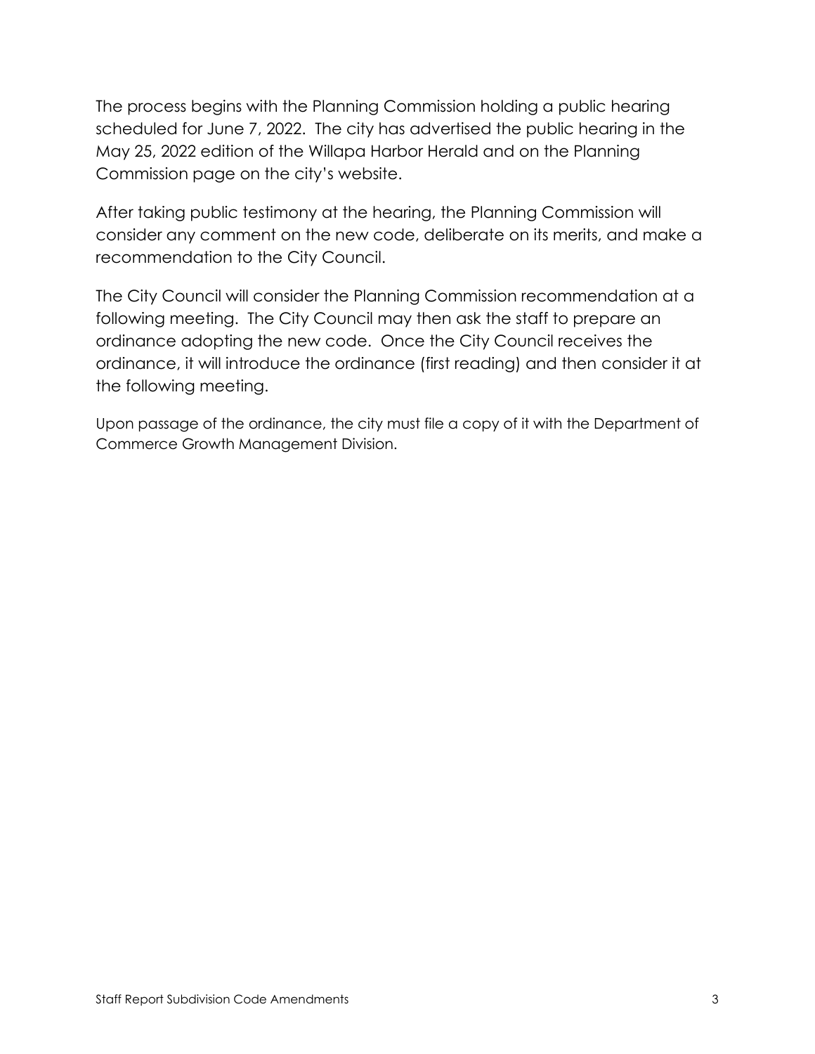The process begins with the Planning Commission holding a public hearing scheduled for June 7, 2022. The city has advertised the public hearing in the May 25, 2022 edition of the Willapa Harbor Herald and on the Planning Commission page on the city's website.

After taking public testimony at the hearing, the Planning Commission will consider any comment on the new code, deliberate on its merits, and make a recommendation to the City Council.

The City Council will consider the Planning Commission recommendation at a following meeting. The City Council may then ask the staff to prepare an ordinance adopting the new code. Once the City Council receives the ordinance, it will introduce the ordinance (first reading) and then consider it at the following meeting.

Upon passage of the ordinance, the city must file a copy of it with the Department of Commerce Growth Management Division.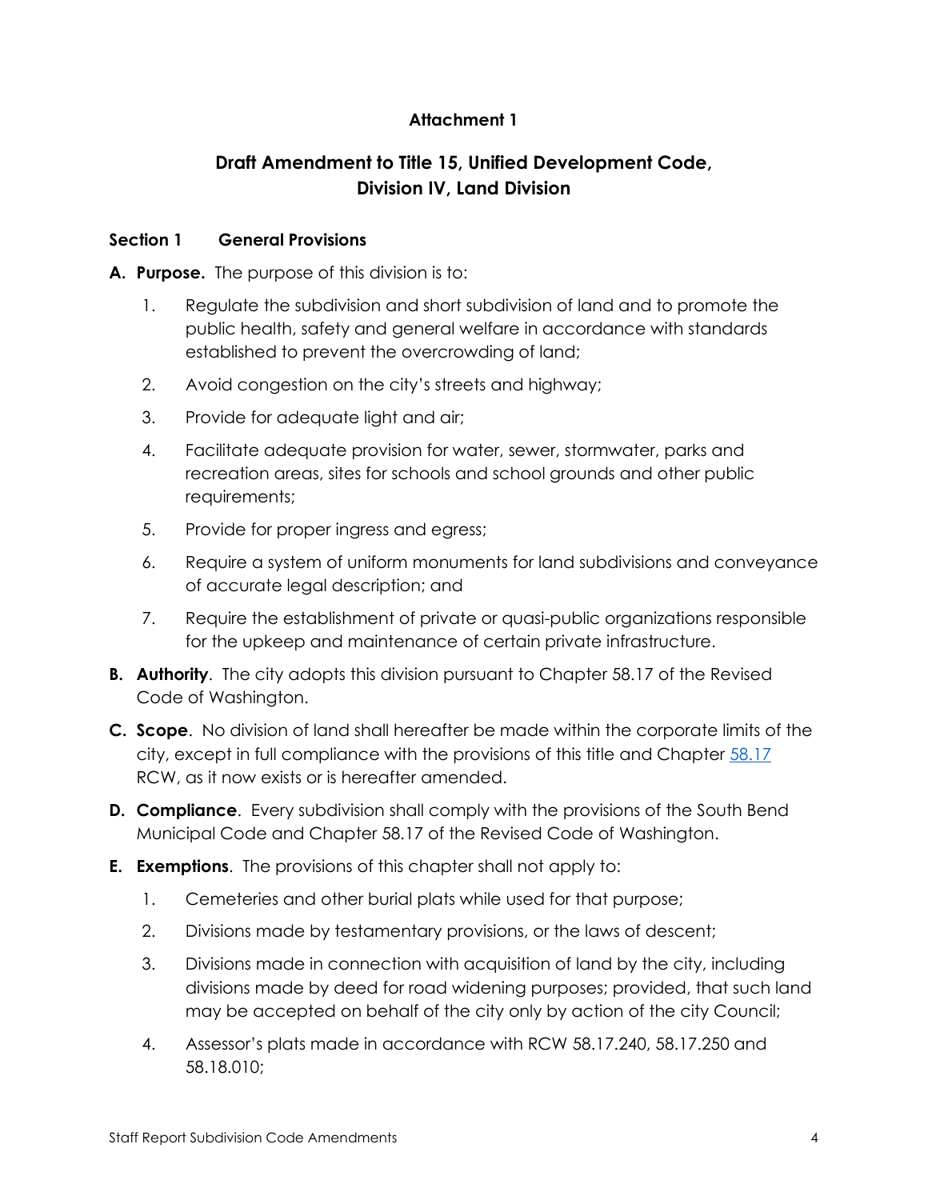**Attachment 1**

## Draft Amendment to Title 15, Unified Development Code, Division IV, Land Division

### Section 1 General Provisions

**A. Purpose.** The purpose of this division is to:

1. Regulate the subdivision and short subdivision of land and to promote the public health, safety and general welfare in accordance with standards established to prevent the overcrowding of land;
2. Avoid congestion on the city's streets and highway;
3. Provide for adequate light and air;
4. Facilitate adequate provision for water, sewer, stormwater, parks and recreation areas, sites for schools and school grounds and other public requirements;
5. Provide for proper ingress and egress;
6. Require a system of uniform monuments for land subdivisions and conveyance of accurate legal description; and
7. Require the establishment of private or quasi-public organizations responsible for the upkeep and maintenance of certain private infrastructure.

**B. Authority**. The city adopts this division pursuant to Chapter 58.17 of the Revised Code of Washington.

**C. Scope**. No division of land shall hereafter be made within the corporate limits of the city, except in full compliance with the provisions of this title and Chapter 58.17 RCW, as it now exists or is hereafter amended.

**D. Compliance**. Every subdivision shall comply with the provisions of the South Bend Municipal Code and Chapter 58.17 of the Revised Code of Washington.

**E. Exemptions**. The provisions of this chapter shall not apply to:

1. Cemeteries and other burial plats while used for that purpose;
2. Divisions made by testamentary provisions, or the laws of descent;
3. Divisions made in connection with acquisition of land by the city, including divisions made by deed for road widening purposes; provided, that such land may be accepted on behalf of the city only by action of the city Council;
4. Assessor's plats made in accordance with RCW 58.17.240, 58.17.250 and 58.18.010;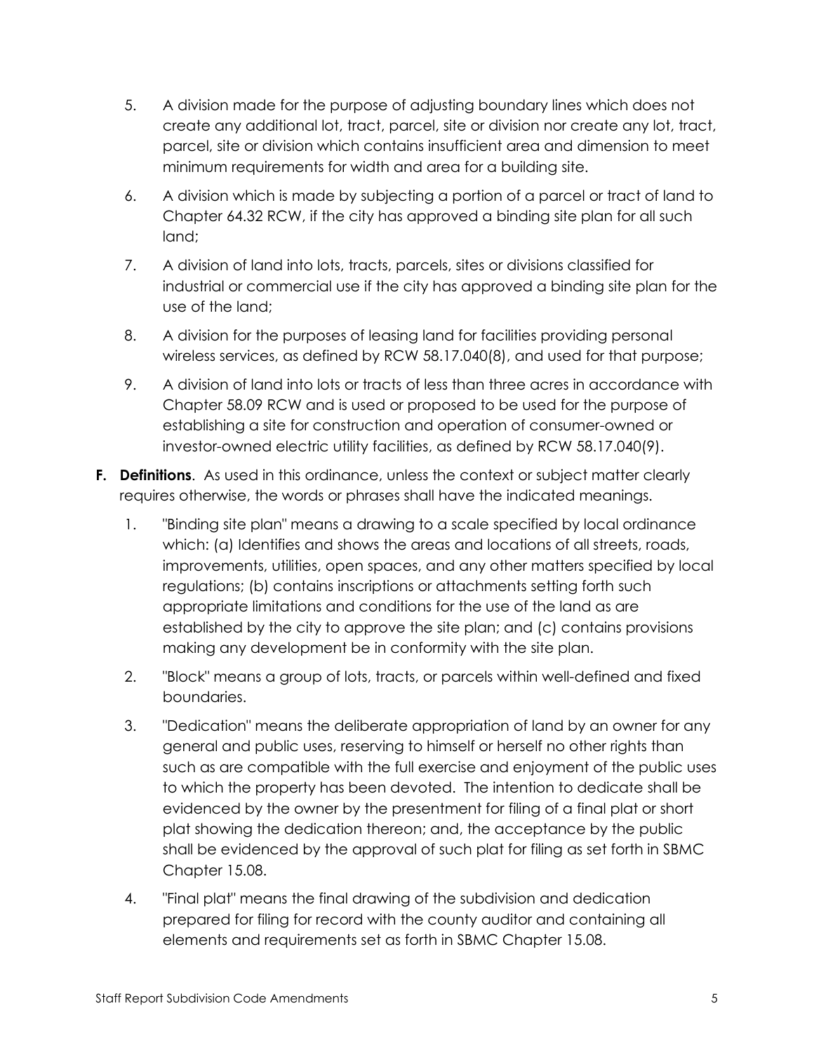5. A division made for the purpose of adjusting boundary lines which does not create any additional lot, tract, parcel, site or division nor create any lot, tract, parcel, site or division which contains insufficient area and dimension to meet minimum requirements for width and area for a building site.

6. A division which is made by subjecting a portion of a parcel or tract of land to Chapter 64.32 RCW, if the city has approved a binding site plan for all such land;

7. A division of land into lots, tracts, parcels, sites or divisions classified for industrial or commercial use if the city has approved a binding site plan for the use of the land;

8. A division for the purposes of leasing land for facilities providing personal wireless services, as defined by RCW 58.17.040(8), and used for that purpose;

9. A division of land into lots or tracts of less than three acres in accordance with Chapter 58.09 RCW and is used or proposed to be used for the purpose of establishing a site for construction and operation of consumer-owned or investor-owned electric utility facilities, as defined by RCW 58.17.040(9).

**F. Definitions**. As used in this ordinance, unless the context or subject matter clearly requires otherwise, the words or phrases shall have the indicated meanings.

1. "Binding site plan" means a drawing to a scale specified by local ordinance which: (a) Identifies and shows the areas and locations of all streets, roads, improvements, utilities, open spaces, and any other matters specified by local regulations; (b) contains inscriptions or attachments setting forth such appropriate limitations and conditions for the use of the land as are established by the city to approve the site plan; and (c) contains provisions making any development be in conformity with the site plan.

2. "Block" means a group of lots, tracts, or parcels within well-defined and fixed boundaries.

3. "Dedication" means the deliberate appropriation of land by an owner for any general and public uses, reserving to himself or herself no other rights than such as are compatible with the full exercise and enjoyment of the public uses to which the property has been devoted. The intention to dedicate shall be evidenced by the owner by the presentment for filing of a final plat or short plat showing the dedication thereon; and, the acceptance by the public shall be evidenced by the approval of such plat for filing as set forth in SBMC Chapter 15.08.

4. "Final plat" means the final drawing of the subdivision and dedication prepared for filing for record with the county auditor and containing all elements and requirements set as forth in SBMC Chapter 15.08.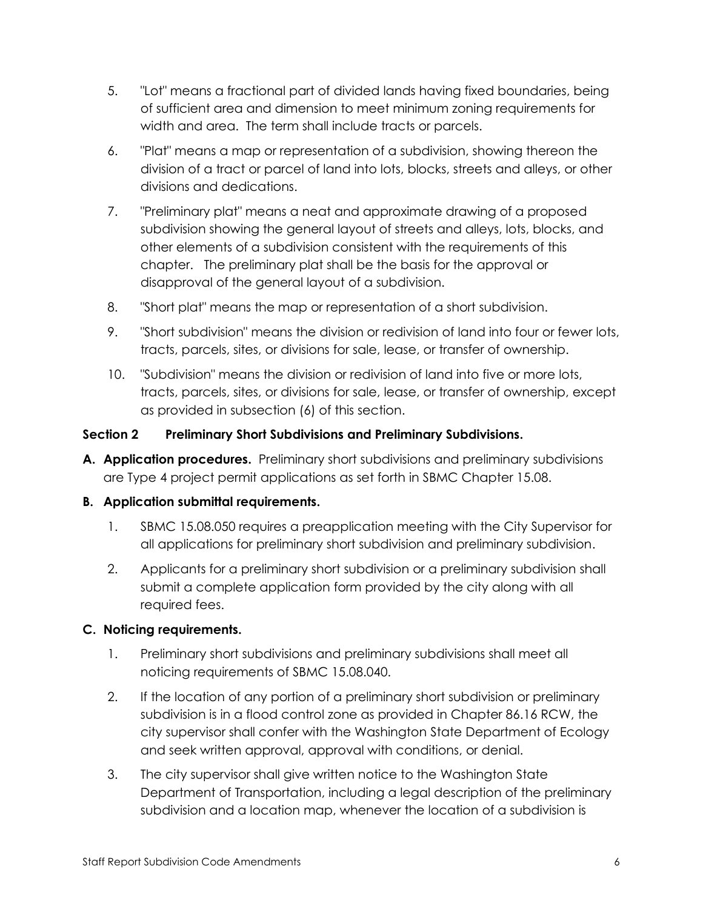5. "Lot" means a fractional part of divided lands having fixed boundaries, being of sufficient area and dimension to meet minimum zoning requirements for width and area. The term shall include tracts or parcels.

6. "Plat" means a map or representation of a subdivision, showing thereon the division of a tract or parcel of land into lots, blocks, streets and alleys, or other divisions and dedications.

7. "Preliminary plat" means a neat and approximate drawing of a proposed subdivision showing the general layout of streets and alleys, lots, blocks, and other elements of a subdivision consistent with the requirements of this chapter. The preliminary plat shall be the basis for the approval or disapproval of the general layout of a subdivision.

8. "Short plat" means the map or representation of a short subdivision.

9. "Short subdivision" means the division or redivision of land into four or fewer lots, tracts, parcels, sites, or divisions for sale, lease, or transfer of ownership.

10. "Subdivision" means the division or redivision of land into five or more lots, tracts, parcels, sites, or divisions for sale, lease, or transfer of ownership, except as provided in subsection (6) of this section.

**Section 2 Preliminary Short Subdivisions and Preliminary Subdivisions.**

**A. Application procedures.** Preliminary short subdivisions and preliminary subdivisions are Type 4 project permit applications as set forth in SBMC Chapter 15.08.

**B. Application submittal requirements.**

1. SBMC 15.08.050 requires a preapplication meeting with the City Supervisor for all applications for preliminary short subdivision and preliminary subdivision.

2. Applicants for a preliminary short subdivision or a preliminary subdivision shall submit a complete application form provided by the city along with all required fees.

**C. Noticing requirements.**

1. Preliminary short subdivisions and preliminary subdivisions shall meet all noticing requirements of SBMC 15.08.040.

2. If the location of any portion of a preliminary short subdivision or preliminary subdivision is in a flood control zone as provided in Chapter 86.16 RCW, the city supervisor shall confer with the Washington State Department of Ecology and seek written approval, approval with conditions, or denial.

3. The city supervisor shall give written notice to the Washington State Department of Transportation, including a legal description of the preliminary subdivision and a location map, whenever the location of a subdivision is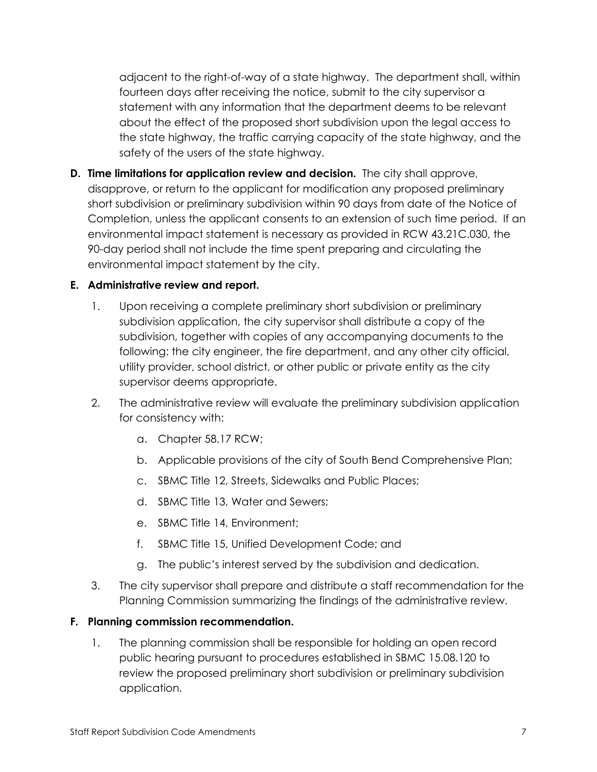adjacent to the right-of-way of a state highway. The department shall, within fourteen days after receiving the notice, submit to the city supervisor a statement with any information that the department deems to be relevant about the effect of the proposed short subdivision upon the legal access to the state highway, the traffic carrying capacity of the state highway, and the safety of the users of the state highway.

**D. Time limitations for application review and decision.** The city shall approve, disapprove, or return to the applicant for modification any proposed preliminary short subdivision or preliminary subdivision within 90 days from date of the Notice of Completion, unless the applicant consents to an extension of such time period. If an environmental impact statement is necessary as provided in RCW 43.21C.030, the 90-day period shall not include the time spent preparing and circulating the environmental impact statement by the city.

**E. Administrative review and report.**

1. Upon receiving a complete preliminary short subdivision or preliminary subdivision application, the city supervisor shall distribute a copy of the subdivision, together with copies of any accompanying documents to the following: the city engineer, the fire department, and any other city official, utility provider, school district, or other public or private entity as the city supervisor deems appropriate.
2. The administrative review will evaluate the preliminary subdivision application for consistency with:
   a. Chapter 58.17 RCW;
   b. Applicable provisions of the city of South Bend Comprehensive Plan;
   c. SBMC Title 12, Streets, Sidewalks and Public Places;
   d. SBMC Title 13, Water and Sewers;
   e. SBMC Title 14, Environment;
   f. SBMC Title 15, Unified Development Code; and
   g. The public's interest served by the subdivision and dedication.
3. The city supervisor shall prepare and distribute a staff recommendation for the Planning Commission summarizing the findings of the administrative review.

**F. Planning commission recommendation.**

1. The planning commission shall be responsible for holding an open record public hearing pursuant to procedures established in SBMC 15.08.120 to review the proposed preliminary short subdivision or preliminary subdivision application.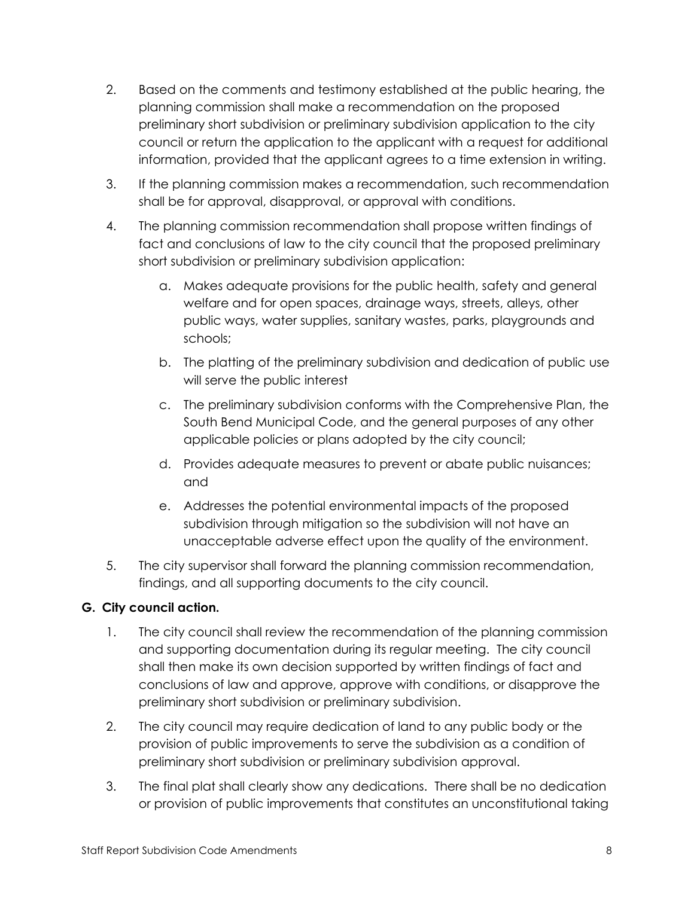2. Based on the comments and testimony established at the public hearing, the planning commission shall make a recommendation on the proposed preliminary short subdivision or preliminary subdivision application to the city council or return the application to the applicant with a request for additional information, provided that the applicant agrees to a time extension in writing.

3. If the planning commission makes a recommendation, such recommendation shall be for approval, disapproval, or approval with conditions.

4. The planning commission recommendation shall propose written findings of fact and conclusions of law to the city council that the proposed preliminary short subdivision or preliminary subdivision application:

   a. Makes adequate provisions for the public health, safety and general welfare and for open spaces, drainage ways, streets, alleys, other public ways, water supplies, sanitary wastes, parks, playgrounds and schools;

   b. The platting of the preliminary subdivision and dedication of public use will serve the public interest

   c. The preliminary subdivision conforms with the Comprehensive Plan, the South Bend Municipal Code, and the general purposes of any other applicable policies or plans adopted by the city council;

   d. Provides adequate measures to prevent or abate public nuisances; and

   e. Addresses the potential environmental impacts of the proposed subdivision through mitigation so the subdivision will not have an unacceptable adverse effect upon the quality of the environment.

5. The city supervisor shall forward the planning commission recommendation, findings, and all supporting documents to the city council.

**G. City council action.**

1. The city council shall review the recommendation of the planning commission and supporting documentation during its regular meeting. The city council shall then make its own decision supported by written findings of fact and conclusions of law and approve, approve with conditions, or disapprove the preliminary short subdivision or preliminary subdivision.

2. The city council may require dedication of land to any public body or the provision of public improvements to serve the subdivision as a condition of preliminary short subdivision or preliminary subdivision approval.

3. The final plat shall clearly show any dedications. There shall be no dedication or provision of public improvements that constitutes an unconstitutional taking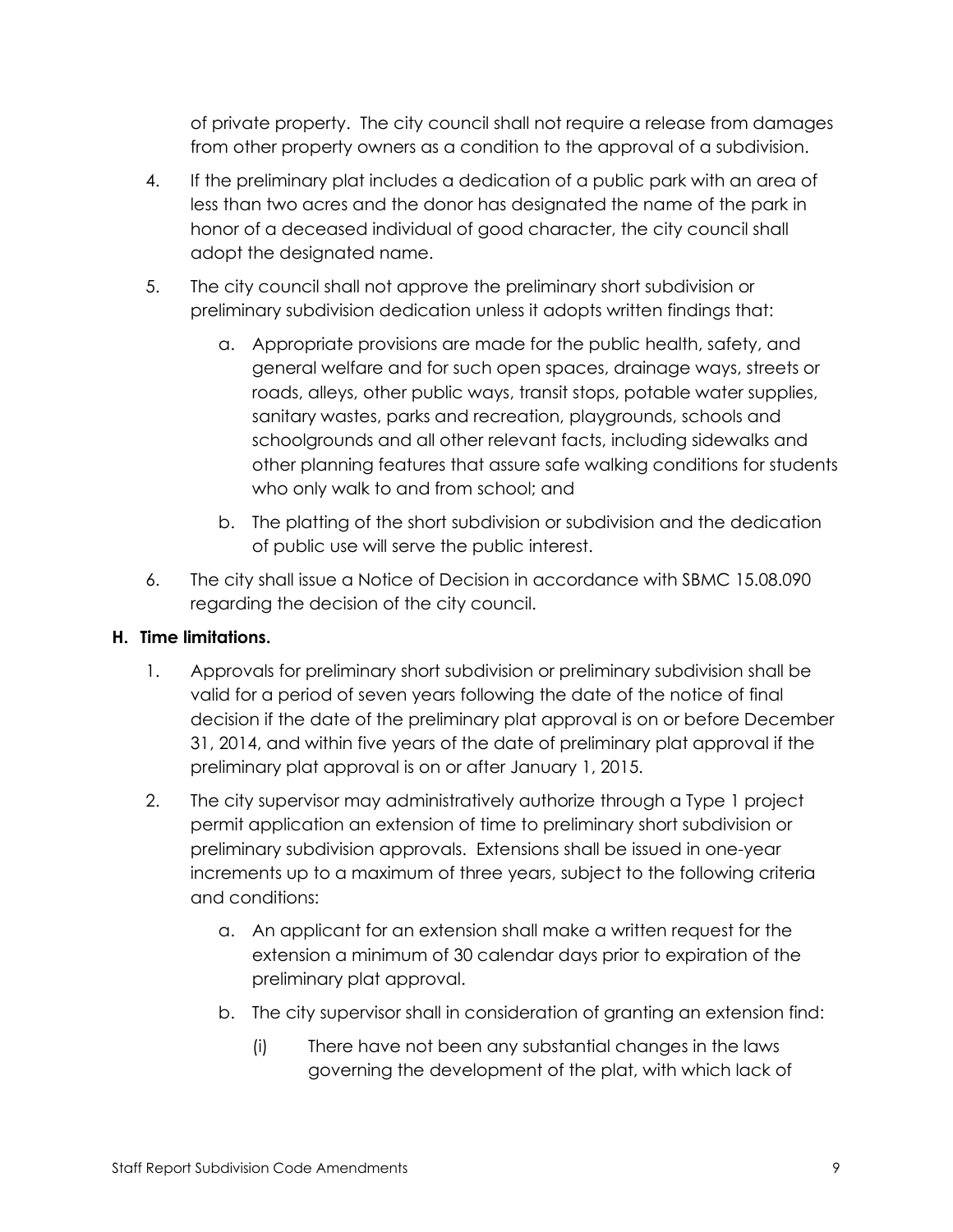of private property. The city council shall not require a release from damages from other property owners as a condition to the approval of a subdivision.

4. If the preliminary plat includes a dedication of a public park with an area of less than two acres and the donor has designated the name of the park in honor of a deceased individual of good character, the city council shall adopt the designated name.

5. The city council shall not approve the preliminary short subdivision or preliminary subdivision dedication unless it adopts written findings that:

   a. Appropriate provisions are made for the public health, safety, and general welfare and for such open spaces, drainage ways, streets or roads, alleys, other public ways, transit stops, potable water supplies, sanitary wastes, parks and recreation, playgrounds, schools and schoolgrounds and all other relevant facts, including sidewalks and other planning features that assure safe walking conditions for students who only walk to and from school; and

   b. The platting of the short subdivision or subdivision and the dedication of public use will serve the public interest.

6. The city shall issue a Notice of Decision in accordance with SBMC 15.08.090 regarding the decision of the city council.

**H. Time limitations.**

1. Approvals for preliminary short subdivision or preliminary subdivision shall be valid for a period of seven years following the date of the notice of final decision if the date of the preliminary plat approval is on or before December 31, 2014, and within five years of the date of preliminary plat approval if the preliminary plat approval is on or after January 1, 2015.

2. The city supervisor may administratively authorize through a Type 1 project permit application an extension of time to preliminary short subdivision or preliminary subdivision approvals. Extensions shall be issued in one-year increments up to a maximum of three years, subject to the following criteria and conditions:

   a. An applicant for an extension shall make a written request for the extension a minimum of 30 calendar days prior to expiration of the preliminary plat approval.

   b. The city supervisor shall in consideration of granting an extension find:

      (i) There have not been any substantial changes in the laws governing the development of the plat, with which lack of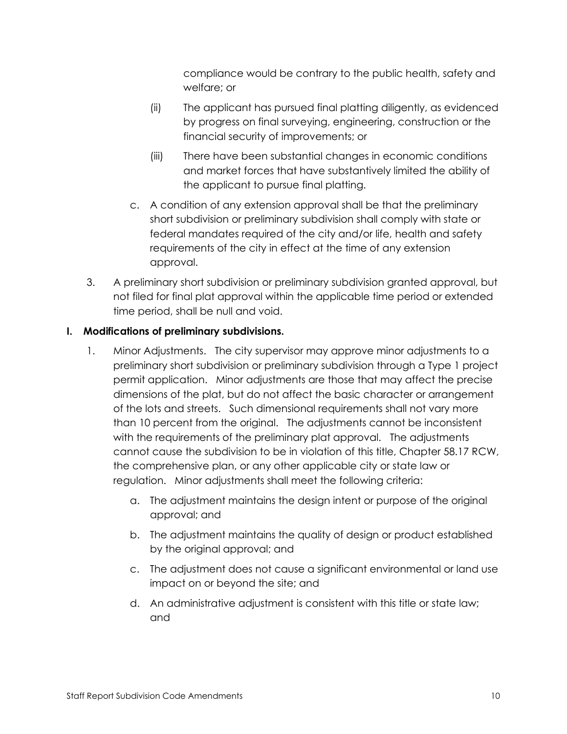compliance would be contrary to the public health, safety and welfare; or

(ii) The applicant has pursued final platting diligently, as evidenced by progress on final surveying, engineering, construction or the financial security of improvements; or

(iii) There have been substantial changes in economic conditions and market forces that have substantively limited the ability of the applicant to pursue final platting.

c. A condition of any extension approval shall be that the preliminary short subdivision or preliminary subdivision shall comply with state or federal mandates required of the city and/or life, health and safety requirements of the city in effect at the time of any extension approval.

3. A preliminary short subdivision or preliminary subdivision granted approval, but not filed for final plat approval within the applicable time period or extended time period, shall be null and void.

**I. Modifications of preliminary subdivisions.**

1. Minor Adjustments. The city supervisor may approve minor adjustments to a preliminary short subdivision or preliminary subdivision through a Type 1 project permit application. Minor adjustments are those that may affect the precise dimensions of the plat, but do not affect the basic character or arrangement of the lots and streets. Such dimensional requirements shall not vary more than 10 percent from the original. The adjustments cannot be inconsistent with the requirements of the preliminary plat approval. The adjustments cannot cause the subdivision to be in violation of this title, Chapter 58.17 RCW, the comprehensive plan, or any other applicable city or state law or regulation. Minor adjustments shall meet the following criteria:

   a. The adjustment maintains the design intent or purpose of the original approval; and

   b. The adjustment maintains the quality of design or product established by the original approval; and

   c. The adjustment does not cause a significant environmental or land use impact on or beyond the site; and

   d. An administrative adjustment is consistent with this title or state law; and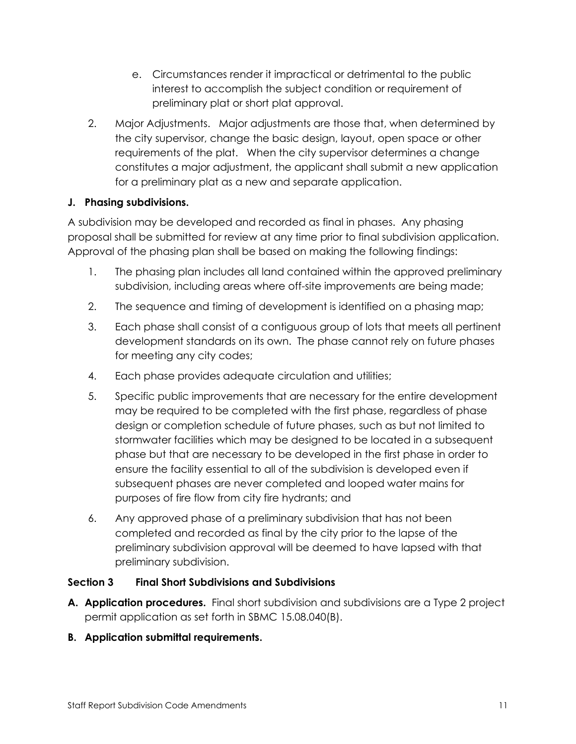e. Circumstances render it impractical or detrimental to the public interest to accomplish the subject condition or requirement of preliminary plat or short plat approval.

2. Major Adjustments. Major adjustments are those that, when determined by the city supervisor, change the basic design, layout, open space or other requirements of the plat. When the city supervisor determines a change constitutes a major adjustment, the applicant shall submit a new application for a preliminary plat as a new and separate application.

**J. Phasing subdivisions.**

A subdivision may be developed and recorded as final in phases. Any phasing proposal shall be submitted for review at any time prior to final subdivision application. Approval of the phasing plan shall be based on making the following findings:

1. The phasing plan includes all land contained within the approved preliminary subdivision, including areas where off-site improvements are being made;
2. The sequence and timing of development is identified on a phasing map;
3. Each phase shall consist of a contiguous group of lots that meets all pertinent development standards on its own. The phase cannot rely on future phases for meeting any city codes;
4. Each phase provides adequate circulation and utilities;
5. Specific public improvements that are necessary for the entire development may be required to be completed with the first phase, regardless of phase design or completion schedule of future phases, such as but not limited to stormwater facilities which may be designed to be located in a subsequent phase but that are necessary to be developed in the first phase in order to ensure the facility essential to all of the subdivision is developed even if subsequent phases are never completed and looped water mains for purposes of fire flow from city fire hydrants; and
6. Any approved phase of a preliminary subdivision that has not been completed and recorded as final by the city prior to the lapse of the preliminary subdivision approval will be deemed to have lapsed with that preliminary subdivision.

**Section 3 Final Short Subdivisions and Subdivisions**

**A. Application procedures.** Final short subdivision and subdivisions are a Type 2 project permit application as set forth in SBMC 15.08.040(B).

**B. Application submittal requirements.**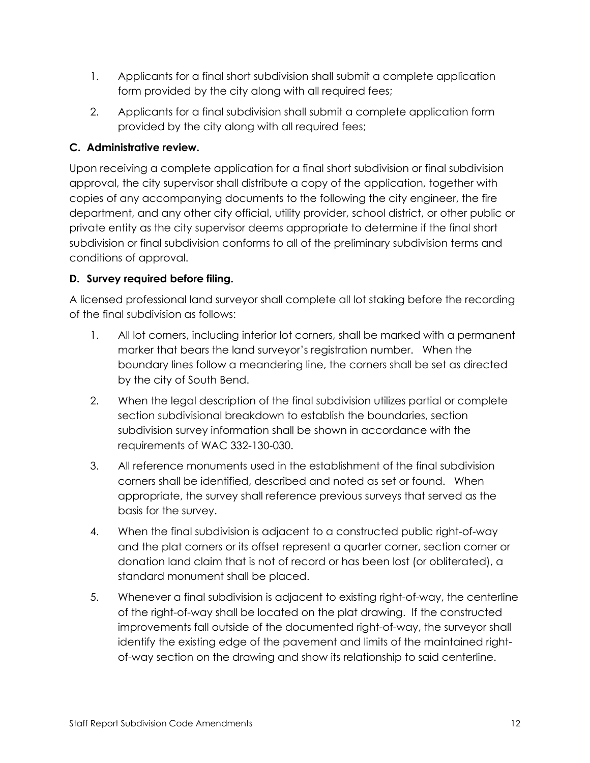1. Applicants for a final short subdivision shall submit a complete application form provided by the city along with all required fees;
2. Applicants for a final subdivision shall submit a complete application form provided by the city along with all required fees;

**C. Administrative review.**

Upon receiving a complete application for a final short subdivision or final subdivision approval, the city supervisor shall distribute a copy of the application, together with copies of any accompanying documents to the following the city engineer, the fire department, and any other city official, utility provider, school district, or other public or private entity as the city supervisor deems appropriate to determine if the final short subdivision or final subdivision conforms to all of the preliminary subdivision terms and conditions of approval.

**D. Survey required before filing.**

A licensed professional land surveyor shall complete all lot staking before the recording of the final subdivision as follows:

1. All lot corners, including interior lot corners, shall be marked with a permanent marker that bears the land surveyor's registration number. When the boundary lines follow a meandering line, the corners shall be set as directed by the city of South Bend.
2. When the legal description of the final subdivision utilizes partial or complete section subdivisional breakdown to establish the boundaries, section subdivision survey information shall be shown in accordance with the requirements of WAC 332-130-030.
3. All reference monuments used in the establishment of the final subdivision corners shall be identified, described and noted as set or found. When appropriate, the survey shall reference previous surveys that served as the basis for the survey.
4. When the final subdivision is adjacent to a constructed public right-of-way and the plat corners or its offset represent a quarter corner, section corner or donation land claim that is not of record or has been lost (or obliterated), a standard monument shall be placed.
5. Whenever a final subdivision is adjacent to existing right-of-way, the centerline of the right-of-way shall be located on the plat drawing. If the constructed improvements fall outside of the documented right-of-way, the surveyor shall identify the existing edge of the pavement and limits of the maintained right-of-way section on the drawing and show its relationship to said centerline.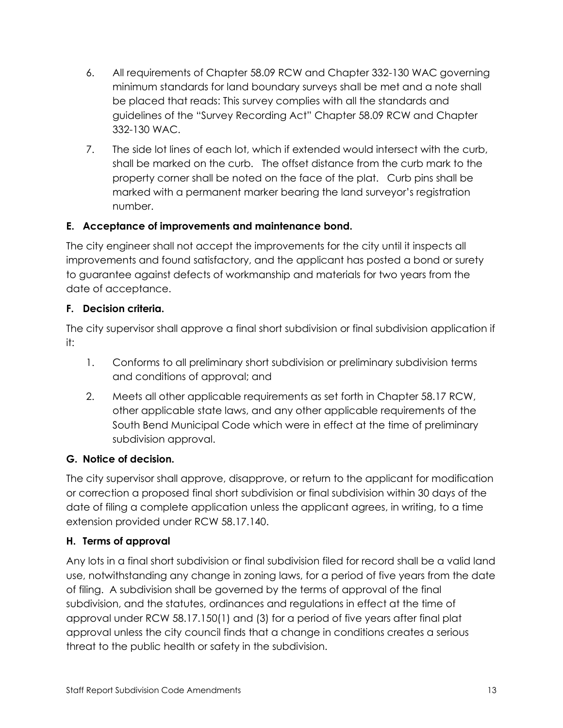6. All requirements of Chapter 58.09 RCW and Chapter 332-130 WAC governing minimum standards for land boundary surveys shall be met and a note shall be placed that reads: This survey complies with all the standards and guidelines of the "Survey Recording Act" Chapter 58.09 RCW and Chapter 332-130 WAC.

7. The side lot lines of each lot, which if extended would intersect with the curb, shall be marked on the curb. The offset distance from the curb mark to the property corner shall be noted on the face of the plat. Curb pins shall be marked with a permanent marker bearing the land surveyor's registration number.

**E. Acceptance of improvements and maintenance bond.**

The city engineer shall not accept the improvements for the city until it inspects all improvements and found satisfactory, and the applicant has posted a bond or surety to guarantee against defects of workmanship and materials for two years from the date of acceptance.

**F. Decision criteria.**

The city supervisor shall approve a final short subdivision or final subdivision application if it:

1. Conforms to all preliminary short subdivision or preliminary subdivision terms and conditions of approval; and

2. Meets all other applicable requirements as set forth in Chapter 58.17 RCW, other applicable state laws, and any other applicable requirements of the South Bend Municipal Code which were in effect at the time of preliminary subdivision approval.

**G. Notice of decision.**

The city supervisor shall approve, disapprove, or return to the applicant for modification or correction a proposed final short subdivision or final subdivision within 30 days of the date of filing a complete application unless the applicant agrees, in writing, to a time extension provided under RCW 58.17.140.

**H. Terms of approval**

Any lots in a final short subdivision or final subdivision filed for record shall be a valid land use, notwithstanding any change in zoning laws, for a period of five years from the date of filing. A subdivision shall be governed by the terms of approval of the final subdivision, and the statutes, ordinances and regulations in effect at the time of approval under RCW 58.17.150(1) and (3) for a period of five years after final plat approval unless the city council finds that a change in conditions creates a serious threat to the public health or safety in the subdivision.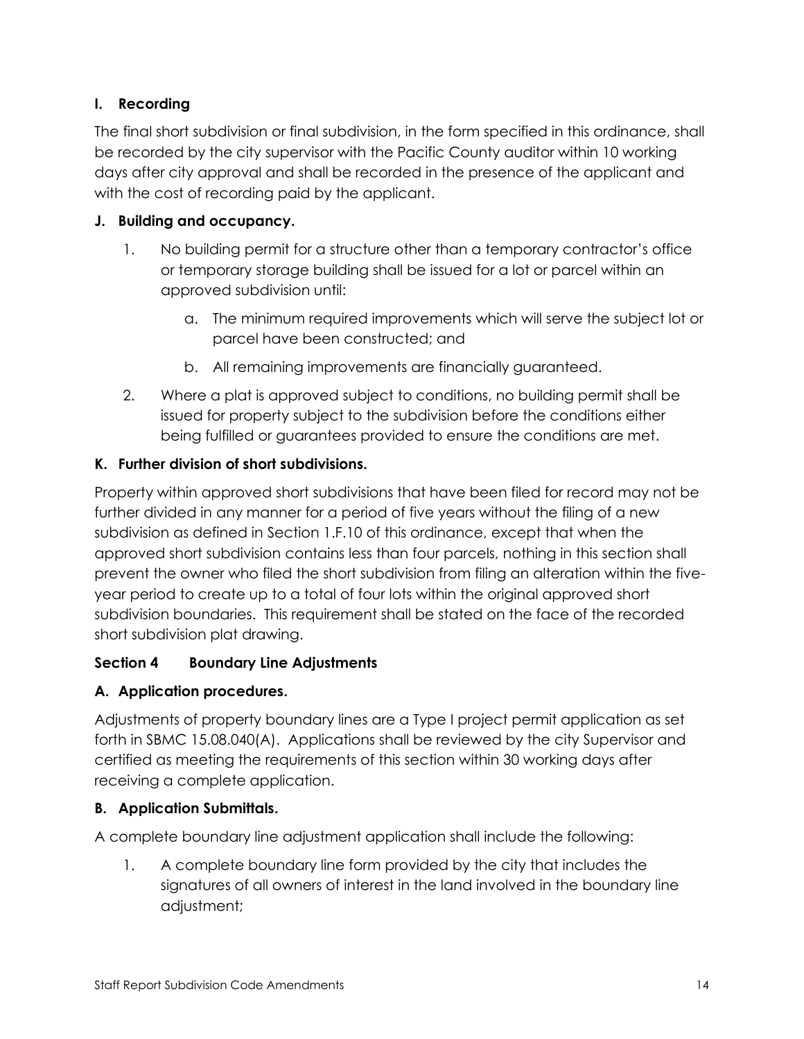### I. Recording

The final short subdivision or final subdivision, in the form specified in this ordinance, shall be recorded by the city supervisor with the Pacific County auditor within 10 working days after city approval and shall be recorded in the presence of the applicant and with the cost of recording paid by the applicant.

### J. Building and occupancy.

1. No building permit for a structure other than a temporary contractor's office or temporary storage building shall be issued for a lot or parcel within an approved subdivision until:
   a. The minimum required improvements which will serve the subject lot or parcel have been constructed; and
   b. All remaining improvements are financially guaranteed.
2. Where a plat is approved subject to conditions, no building permit shall be issued for property subject to the subdivision before the conditions either being fulfilled or guarantees provided to ensure the conditions are met.

### K. Further division of short subdivisions.

Property within approved short subdivisions that have been filed for record may not be further divided in any manner for a period of five years without the filing of a new subdivision as defined in Section 1.F.10 of this ordinance, except that when the approved short subdivision contains less than four parcels, nothing in this section shall prevent the owner who filed the short subdivision from filing an alteration within the five-year period to create up to a total of four lots within the original approved short subdivision boundaries. This requirement shall be stated on the face of the recorded short subdivision plat drawing.

## Section 4 Boundary Line Adjustments

### A. Application procedures.

Adjustments of property boundary lines are a Type I project permit application as set forth in SBMC 15.08.040(A). Applications shall be reviewed by the city Supervisor and certified as meeting the requirements of this section within 30 working days after receiving a complete application.

### B. Application Submittals.

A complete boundary line adjustment application shall include the following:

1. A complete boundary line form provided by the city that includes the signatures of all owners of interest in the land involved in the boundary line adjustment;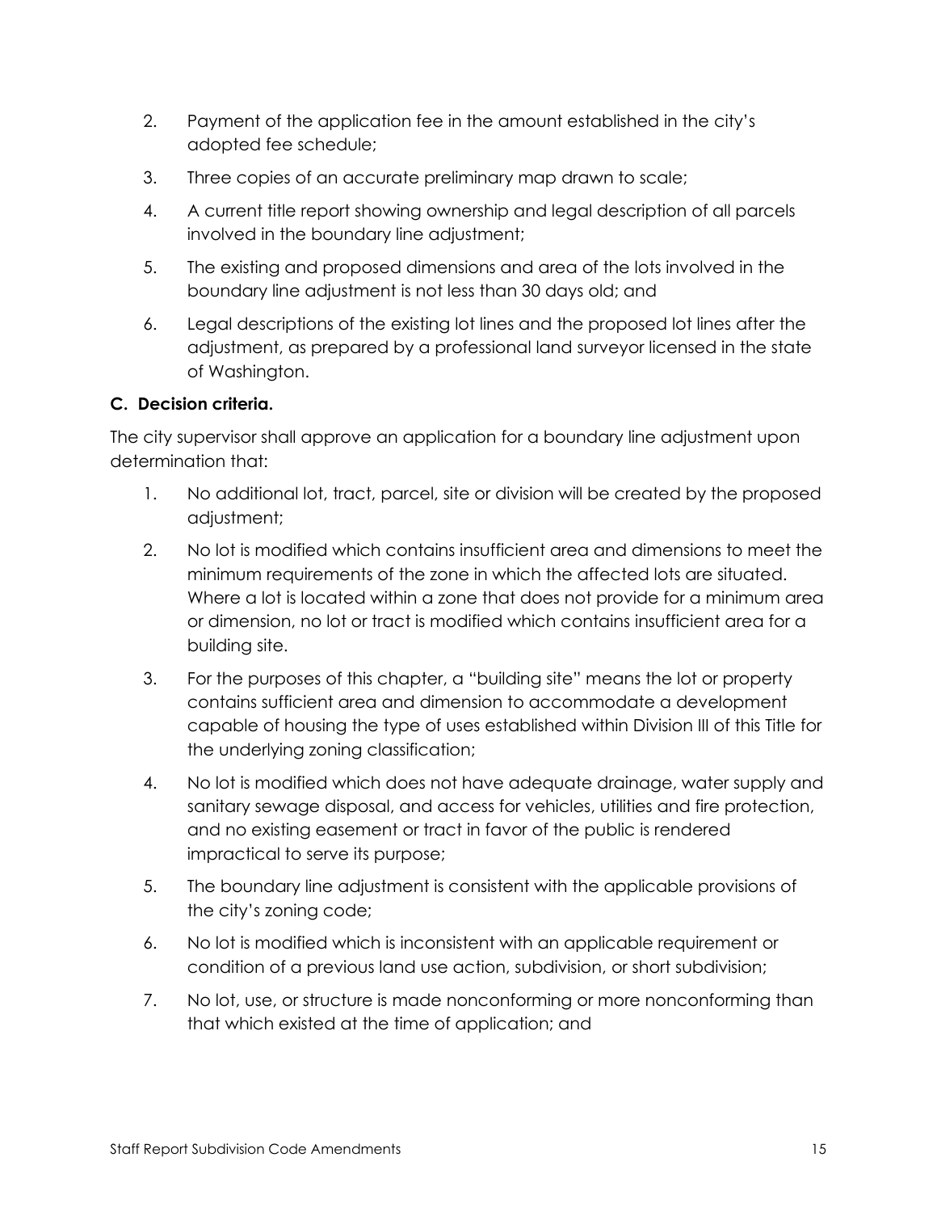2. Payment of the application fee in the amount established in the city's adopted fee schedule;
3. Three copies of an accurate preliminary map drawn to scale;
4. A current title report showing ownership and legal description of all parcels involved in the boundary line adjustment;
5. The existing and proposed dimensions and area of the lots involved in the boundary line adjustment is not less than 30 days old; and
6. Legal descriptions of the existing lot lines and the proposed lot lines after the adjustment, as prepared by a professional land surveyor licensed in the state of Washington.

**C. Decision criteria.**

The city supervisor shall approve an application for a boundary line adjustment upon determination that:

1. No additional lot, tract, parcel, site or division will be created by the proposed adjustment;
2. No lot is modified which contains insufficient area and dimensions to meet the minimum requirements of the zone in which the affected lots are situated. Where a lot is located within a zone that does not provide for a minimum area or dimension, no lot or tract is modified which contains insufficient area for a building site.
3. For the purposes of this chapter, a "building site" means the lot or property contains sufficient area and dimension to accommodate a development capable of housing the type of uses established within Division III of this Title for the underlying zoning classification;
4. No lot is modified which does not have adequate drainage, water supply and sanitary sewage disposal, and access for vehicles, utilities and fire protection, and no existing easement or tract in favor of the public is rendered impractical to serve its purpose;
5. The boundary line adjustment is consistent with the applicable provisions of the city's zoning code;
6. No lot is modified which is inconsistent with an applicable requirement or condition of a previous land use action, subdivision, or short subdivision;
7. No lot, use, or structure is made nonconforming or more nonconforming than that which existed at the time of application; and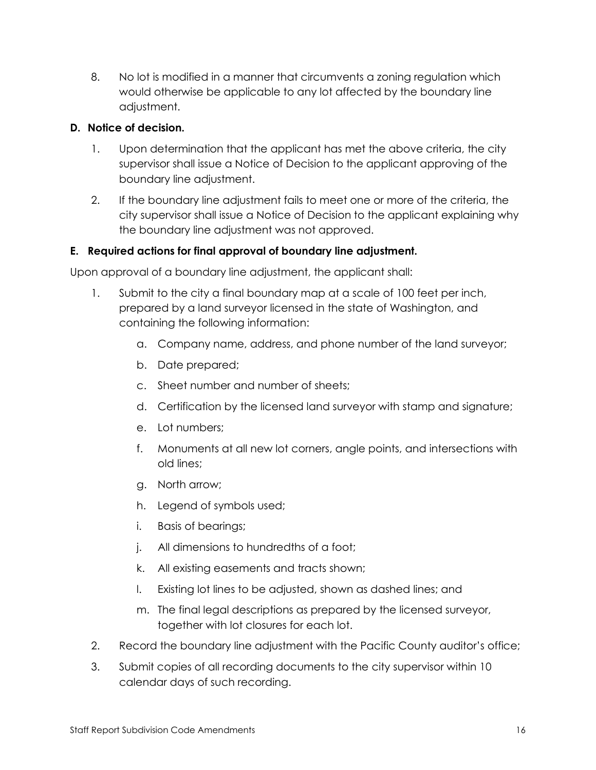8. No lot is modified in a manner that circumvents a zoning regulation which would otherwise be applicable to any lot affected by the boundary line adjustment.

**D. Notice of decision.**

1. Upon determination that the applicant has met the above criteria, the city supervisor shall issue a Notice of Decision to the applicant approving of the boundary line adjustment.
2. If the boundary line adjustment fails to meet one or more of the criteria, the city supervisor shall issue a Notice of Decision to the applicant explaining why the boundary line adjustment was not approved.

**E. Required actions for final approval of boundary line adjustment.**

Upon approval of a boundary line adjustment, the applicant shall:

1. Submit to the city a final boundary map at a scale of 100 feet per inch, prepared by a land surveyor licensed in the state of Washington, and containing the following information:
   a. Company name, address, and phone number of the land surveyor;
   b. Date prepared;
   c. Sheet number and number of sheets;
   d. Certification by the licensed land surveyor with stamp and signature;
   e. Lot numbers;
   f. Monuments at all new lot corners, angle points, and intersections with old lines;
   g. North arrow;
   h. Legend of symbols used;
   i. Basis of bearings;
   j. All dimensions to hundredths of a foot;
   k. All existing easements and tracts shown;
   l. Existing lot lines to be adjusted, shown as dashed lines; and
   m. The final legal descriptions as prepared by the licensed surveyor, together with lot closures for each lot.
2. Record the boundary line adjustment with the Pacific County auditor's office;
3. Submit copies of all recording documents to the city supervisor within 10 calendar days of such recording.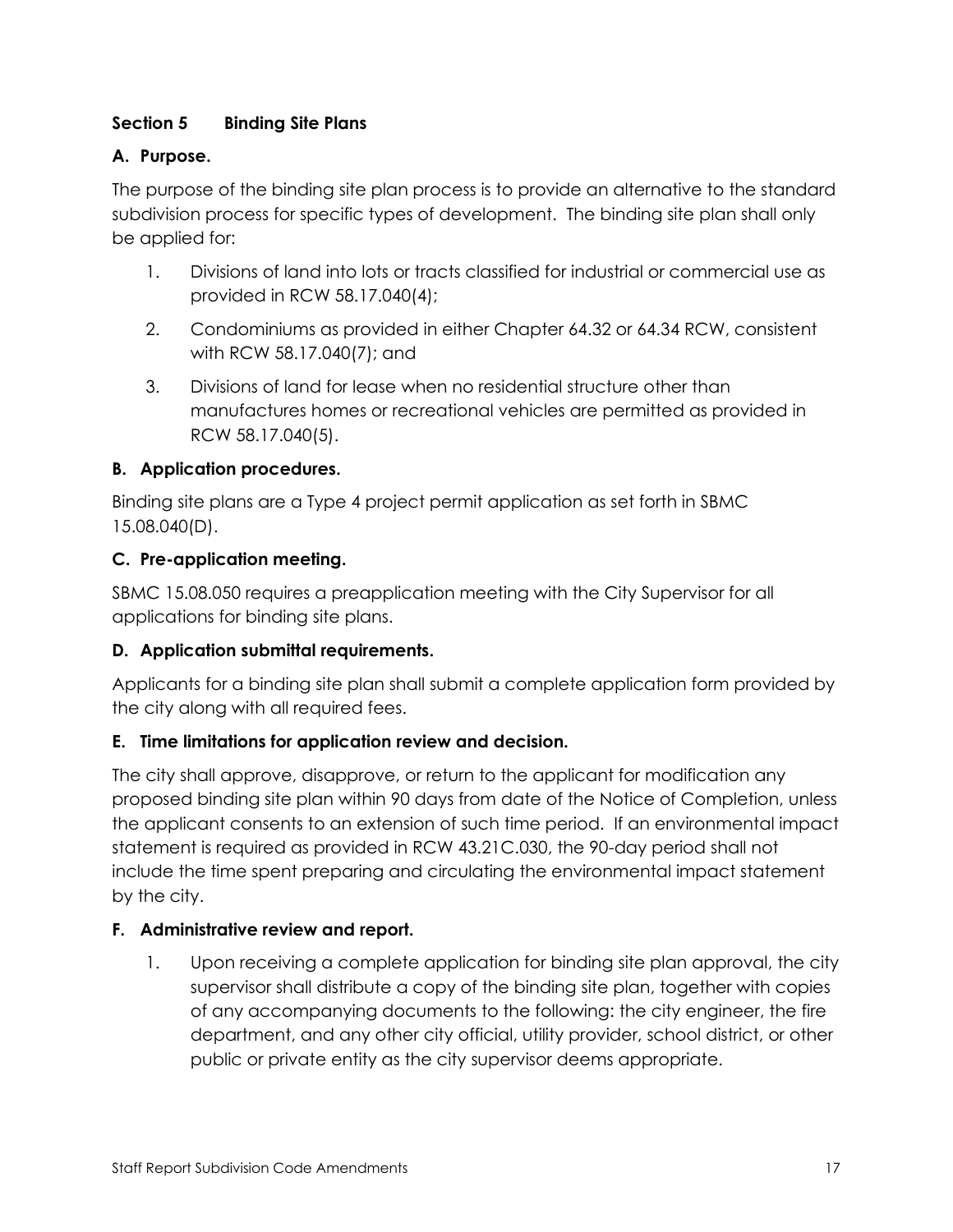### Section 5 Binding Site Plans

**A. Purpose.**

The purpose of the binding site plan process is to provide an alternative to the standard subdivision process for specific types of development. The binding site plan shall only be applied for:

1. Divisions of land into lots or tracts classified for industrial or commercial use as provided in RCW 58.17.040(4);
2. Condominiums as provided in either Chapter 64.32 or 64.34 RCW, consistent with RCW 58.17.040(7); and
3. Divisions of land for lease when no residential structure other than manufactures homes or recreational vehicles are permitted as provided in RCW 58.17.040(5).

**B. Application procedures.**

Binding site plans are a Type 4 project permit application as set forth in SBMC 15.08.040(D).

**C. Pre-application meeting.**

SBMC 15.08.050 requires a preapplication meeting with the City Supervisor for all applications for binding site plans.

**D. Application submittal requirements.**

Applicants for a binding site plan shall submit a complete application form provided by the city along with all required fees.

**E. Time limitations for application review and decision.**

The city shall approve, disapprove, or return to the applicant for modification any proposed binding site plan within 90 days from date of the Notice of Completion, unless the applicant consents to an extension of such time period. If an environmental impact statement is required as provided in RCW 43.21C.030, the 90-day period shall not include the time spent preparing and circulating the environmental impact statement by the city.

**F. Administrative review and report.**

1. Upon receiving a complete application for binding site plan approval, the city supervisor shall distribute a copy of the binding site plan, together with copies of any accompanying documents to the following: the city engineer, the fire department, and any other city official, utility provider, school district, or other public or private entity as the city supervisor deems appropriate.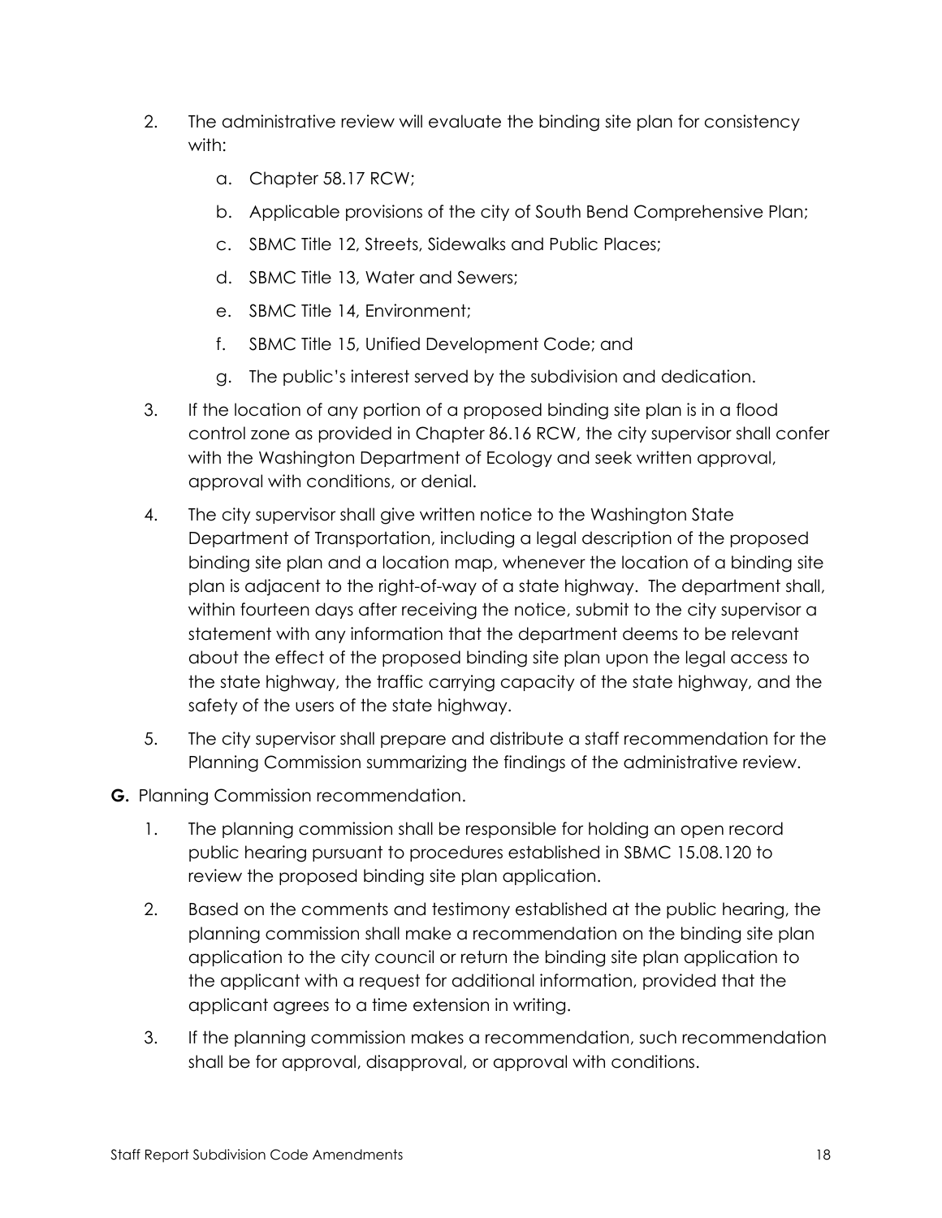2. The administrative review will evaluate the binding site plan for consistency with:
    a. Chapter 58.17 RCW;
    b. Applicable provisions of the city of South Bend Comprehensive Plan;
    c. SBMC Title 12, Streets, Sidewalks and Public Places;
    d. SBMC Title 13, Water and Sewers;
    e. SBMC Title 14, Environment;
    f. SBMC Title 15, Unified Development Code; and
    g. The public's interest served by the subdivision and dedication.
3. If the location of any portion of a proposed binding site plan is in a flood control zone as provided in Chapter 86.16 RCW, the city supervisor shall confer with the Washington Department of Ecology and seek written approval, approval with conditions, or denial.
4. The city supervisor shall give written notice to the Washington State Department of Transportation, including a legal description of the proposed binding site plan and a location map, whenever the location of a binding site plan is adjacent to the right-of-way of a state highway. The department shall, within fourteen days after receiving the notice, submit to the city supervisor a statement with any information that the department deems to be relevant about the effect of the proposed binding site plan upon the legal access to the state highway, the traffic carrying capacity of the state highway, and the safety of the users of the state highway.
5. The city supervisor shall prepare and distribute a staff recommendation for the Planning Commission summarizing the findings of the administrative review.

**G.** Planning Commission recommendation.

1. The planning commission shall be responsible for holding an open record public hearing pursuant to procedures established in SBMC 15.08.120 to review the proposed binding site plan application.
2. Based on the comments and testimony established at the public hearing, the planning commission shall make a recommendation on the binding site plan application to the city council or return the binding site plan application to the applicant with a request for additional information, provided that the applicant agrees to a time extension in writing.
3. If the planning commission makes a recommendation, such recommendation shall be for approval, disapproval, or approval with conditions.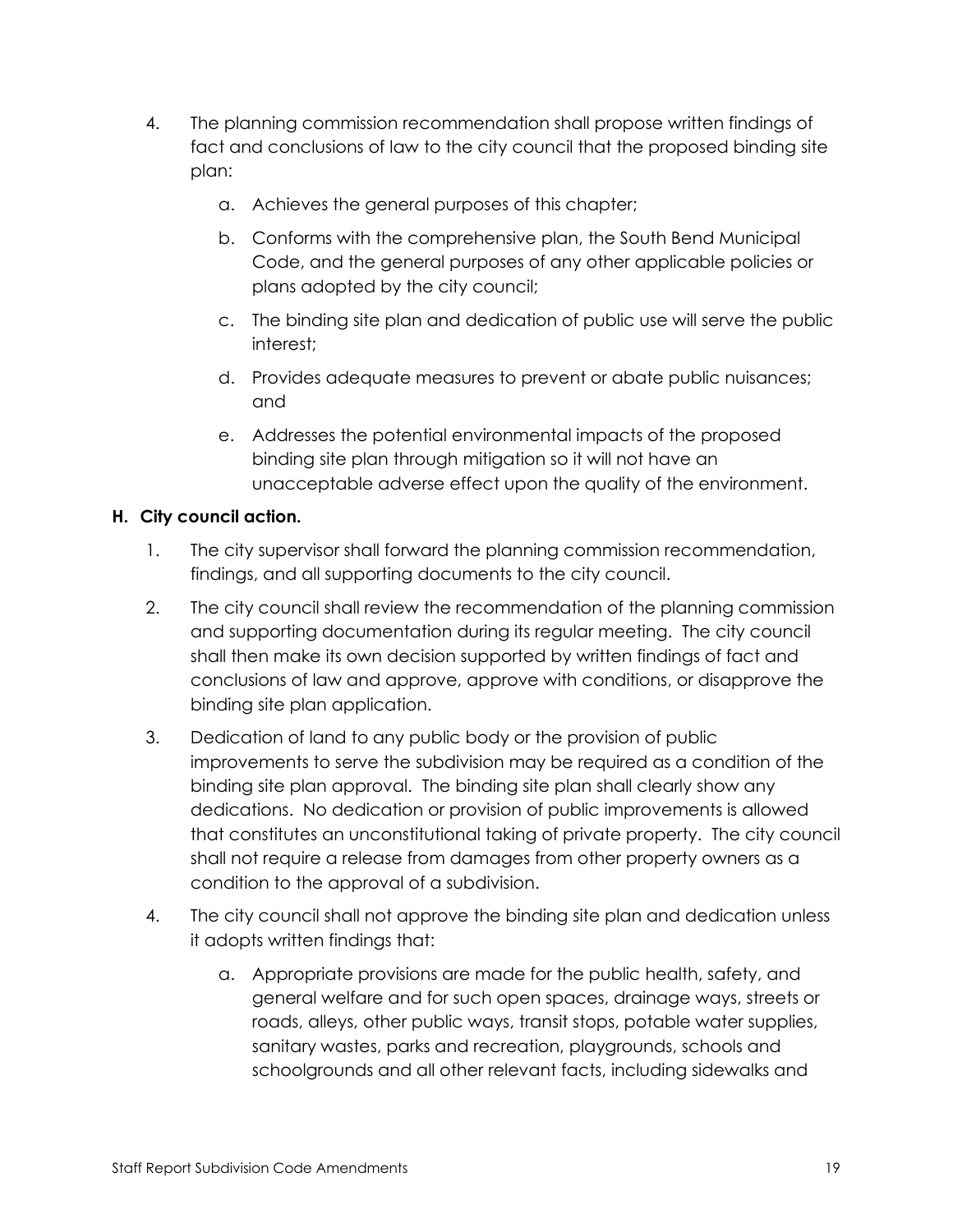4. The planning commission recommendation shall propose written findings of fact and conclusions of law to the city council that the proposed binding site plan:

    a. Achieves the general purposes of this chapter;

    b. Conforms with the comprehensive plan, the South Bend Municipal Code, and the general purposes of any other applicable policies or plans adopted by the city council;

    c. The binding site plan and dedication of public use will serve the public interest;

    d. Provides adequate measures to prevent or abate public nuisances; and

    e. Addresses the potential environmental impacts of the proposed binding site plan through mitigation so it will not have an unacceptable adverse effect upon the quality of the environment.

**H. City council action.**

1. The city supervisor shall forward the planning commission recommendation, findings, and all supporting documents to the city council.

2. The city council shall review the recommendation of the planning commission and supporting documentation during its regular meeting. The city council shall then make its own decision supported by written findings of fact and conclusions of law and approve, approve with conditions, or disapprove the binding site plan application.

3. Dedication of land to any public body or the provision of public improvements to serve the subdivision may be required as a condition of the binding site plan approval. The binding site plan shall clearly show any dedications. No dedication or provision of public improvements is allowed that constitutes an unconstitutional taking of private property. The city council shall not require a release from damages from other property owners as a condition to the approval of a subdivision.

4. The city council shall not approve the binding site plan and dedication unless it adopts written findings that:

    a. Appropriate provisions are made for the public health, safety, and general welfare and for such open spaces, drainage ways, streets or roads, alleys, other public ways, transit stops, potable water supplies, sanitary wastes, parks and recreation, playgrounds, schools and schoolgrounds and all other relevant facts, including sidewalks and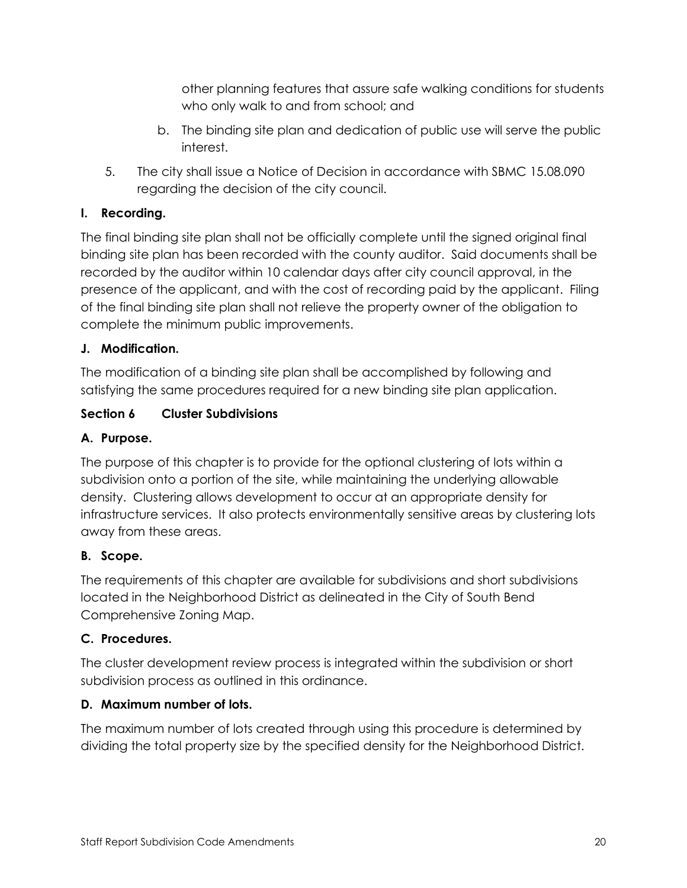other planning features that assure safe walking conditions for students who only walk to and from school; and

b. The binding site plan and dedication of public use will serve the public interest.

5. The city shall issue a Notice of Decision in accordance with SBMC 15.08.090 regarding the decision of the city council.

**I. Recording.**

The final binding site plan shall not be officially complete until the signed original final binding site plan has been recorded with the county auditor. Said documents shall be recorded by the auditor within 10 calendar days after city council approval, in the presence of the applicant, and with the cost of recording paid by the applicant. Filing of the final binding site plan shall not relieve the property owner of the obligation to complete the minimum public improvements.

**J. Modification.**

The modification of a binding site plan shall be accomplished by following and satisfying the same procedures required for a new binding site plan application.

**Section 6 Cluster Subdivisions**

**A. Purpose.**

The purpose of this chapter is to provide for the optional clustering of lots within a subdivision onto a portion of the site, while maintaining the underlying allowable density. Clustering allows development to occur at an appropriate density for infrastructure services. It also protects environmentally sensitive areas by clustering lots away from these areas.

**B. Scope.**

The requirements of this chapter are available for subdivisions and short subdivisions located in the Neighborhood District as delineated in the City of South Bend Comprehensive Zoning Map.

**C. Procedures.**

The cluster development review process is integrated within the subdivision or short subdivision process as outlined in this ordinance.

**D. Maximum number of lots.**

The maximum number of lots created through using this procedure is determined by dividing the total property size by the specified density for the Neighborhood District.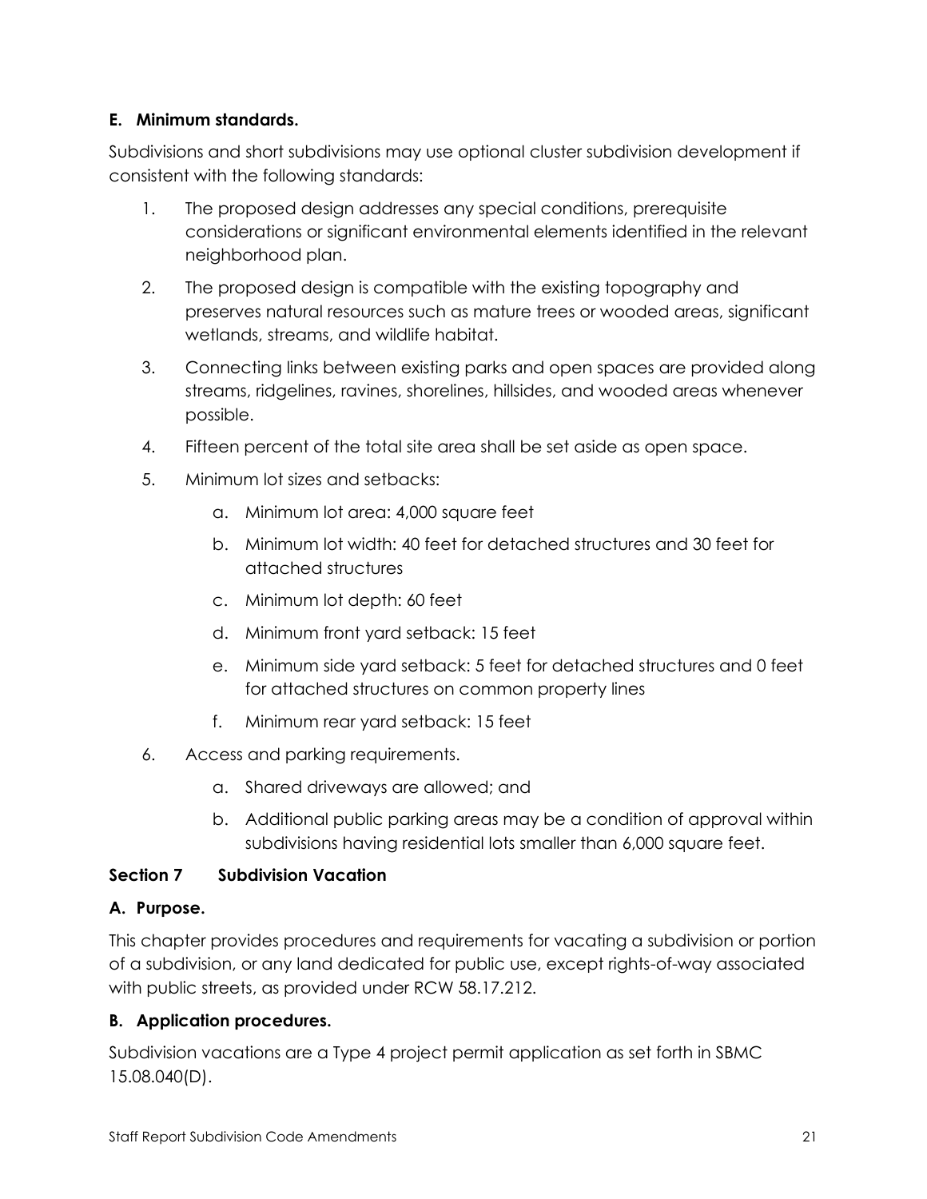**E. Minimum standards.**

Subdivisions and short subdivisions may use optional cluster subdivision development if consistent with the following standards:

1. The proposed design addresses any special conditions, prerequisite considerations or significant environmental elements identified in the relevant neighborhood plan.
2. The proposed design is compatible with the existing topography and preserves natural resources such as mature trees or wooded areas, significant wetlands, streams, and wildlife habitat.
3. Connecting links between existing parks and open spaces are provided along streams, ridgelines, ravines, shorelines, hillsides, and wooded areas whenever possible.
4. Fifteen percent of the total site area shall be set aside as open space.
5. Minimum lot sizes and setbacks:
   a. Minimum lot area: 4,000 square feet
   b. Minimum lot width: 40 feet for detached structures and 30 feet for attached structures
   c. Minimum lot depth: 60 feet
   d. Minimum front yard setback: 15 feet
   e. Minimum side yard setback: 5 feet for detached structures and 0 feet for attached structures on common property lines
   f. Minimum rear yard setback: 15 feet
6. Access and parking requirements.
   a. Shared driveways are allowed; and
   b. Additional public parking areas may be a condition of approval within subdivisions having residential lots smaller than 6,000 square feet.

## Section 7 Subdivision Vacation

**A. Purpose.**

This chapter provides procedures and requirements for vacating a subdivision or portion of a subdivision, or any land dedicated for public use, except rights-of-way associated with public streets, as provided under RCW 58.17.212.

**B. Application procedures.**

Subdivision vacations are a Type 4 project permit application as set forth in SBMC 15.08.040(D).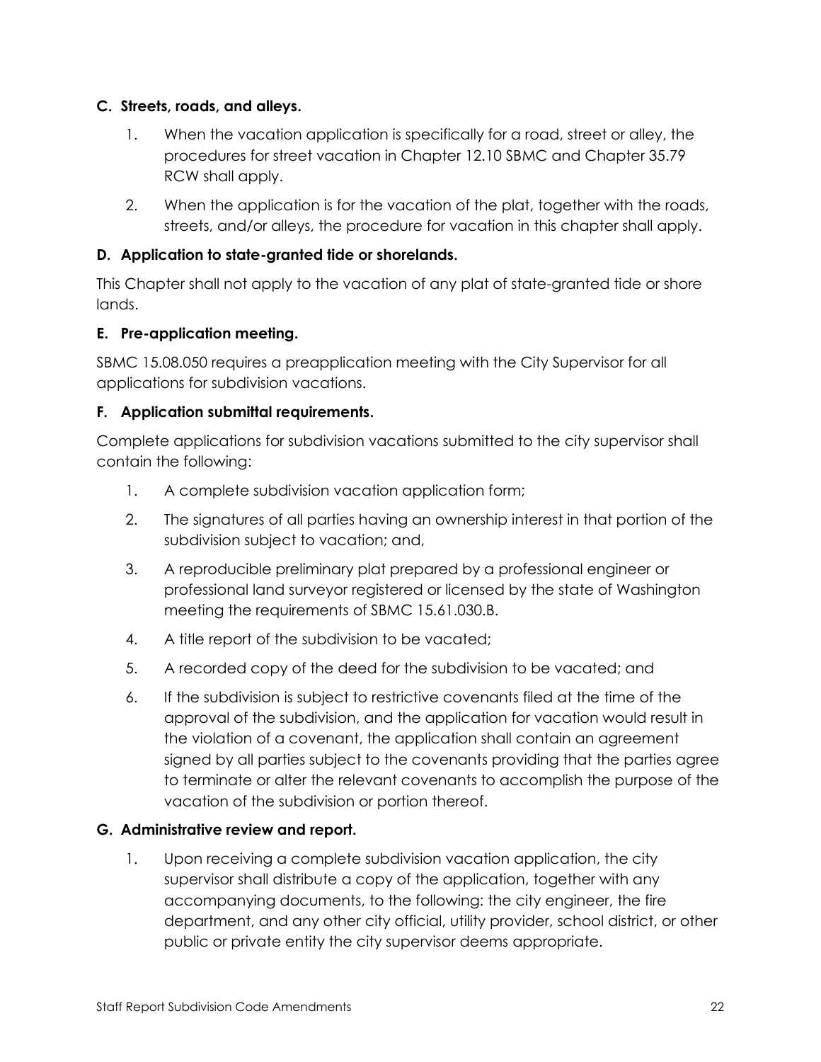**C. Streets, roads, and alleys.**

1. When the vacation application is specifically for a road, street or alley, the procedures for street vacation in Chapter 12.10 SBMC and Chapter 35.79 RCW shall apply.
2. When the application is for the vacation of the plat, together with the roads, streets, and/or alleys, the procedure for vacation in this chapter shall apply.

**D. Application to state-granted tide or shorelands.**

This Chapter shall not apply to the vacation of any plat of state-granted tide or shore lands.

**E. Pre-application meeting.**

SBMC 15.08.050 requires a preapplication meeting with the City Supervisor for all applications for subdivision vacations.

**F. Application submittal requirements.**

Complete applications for subdivision vacations submitted to the city supervisor shall contain the following:

1. A complete subdivision vacation application form;
2. The signatures of all parties having an ownership interest in that portion of the subdivision subject to vacation; and,
3. A reproducible preliminary plat prepared by a professional engineer or professional land surveyor registered or licensed by the state of Washington meeting the requirements of SBMC 15.61.030.B.
4. A title report of the subdivision to be vacated;
5. A recorded copy of the deed for the subdivision to be vacated; and
6. If the subdivision is subject to restrictive covenants filed at the time of the approval of the subdivision, and the application for vacation would result in the violation of a covenant, the application shall contain an agreement signed by all parties subject to the covenants providing that the parties agree to terminate or alter the relevant covenants to accomplish the purpose of the vacation of the subdivision or portion thereof.

**G. Administrative review and report.**

1. Upon receiving a complete subdivision vacation application, the city supervisor shall distribute a copy of the application, together with any accompanying documents, to the following: the city engineer, the fire department, and any other city official, utility provider, school district, or other public or private entity the city supervisor deems appropriate.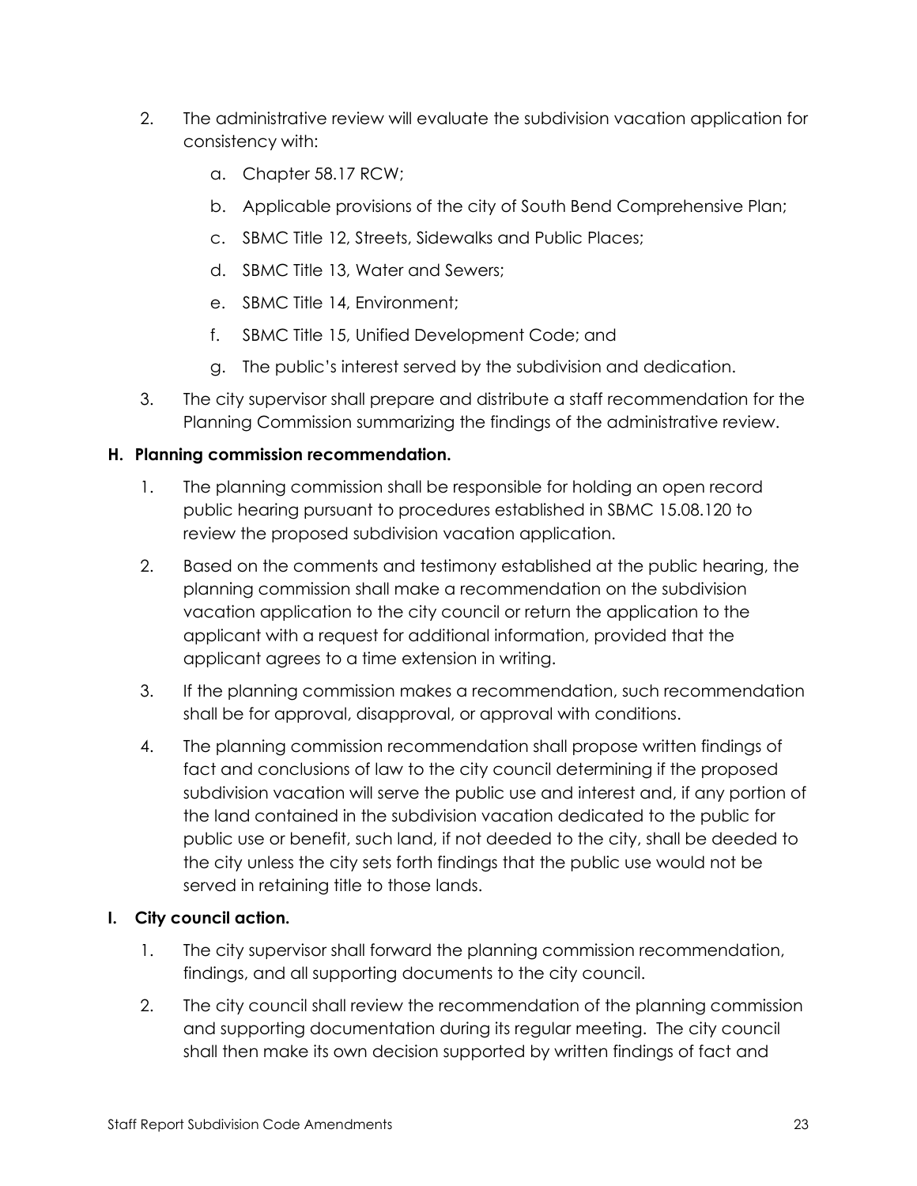2. The administrative review will evaluate the subdivision vacation application for consistency with:

    a. Chapter 58.17 RCW;

    b. Applicable provisions of the city of South Bend Comprehensive Plan;

    c. SBMC Title 12, Streets, Sidewalks and Public Places;

    d. SBMC Title 13, Water and Sewers;

    e. SBMC Title 14, Environment;

    f. SBMC Title 15, Unified Development Code; and

    g. The public's interest served by the subdivision and dedication.

3. The city supervisor shall prepare and distribute a staff recommendation for the Planning Commission summarizing the findings of the administrative review.

**H. Planning commission recommendation.**

1. The planning commission shall be responsible for holding an open record public hearing pursuant to procedures established in SBMC 15.08.120 to review the proposed subdivision vacation application.

2. Based on the comments and testimony established at the public hearing, the planning commission shall make a recommendation on the subdivision vacation application to the city council or return the application to the applicant with a request for additional information, provided that the applicant agrees to a time extension in writing.

3. If the planning commission makes a recommendation, such recommendation shall be for approval, disapproval, or approval with conditions.

4. The planning commission recommendation shall propose written findings of fact and conclusions of law to the city council determining if the proposed subdivision vacation will serve the public use and interest and, if any portion of the land contained in the subdivision vacation dedicated to the public for public use or benefit, such land, if not deeded to the city, shall be deeded to the city unless the city sets forth findings that the public use would not be served in retaining title to those lands.

**I. City council action.**

1. The city supervisor shall forward the planning commission recommendation, findings, and all supporting documents to the city council.

2. The city council shall review the recommendation of the planning commission and supporting documentation during its regular meeting. The city council shall then make its own decision supported by written findings of fact and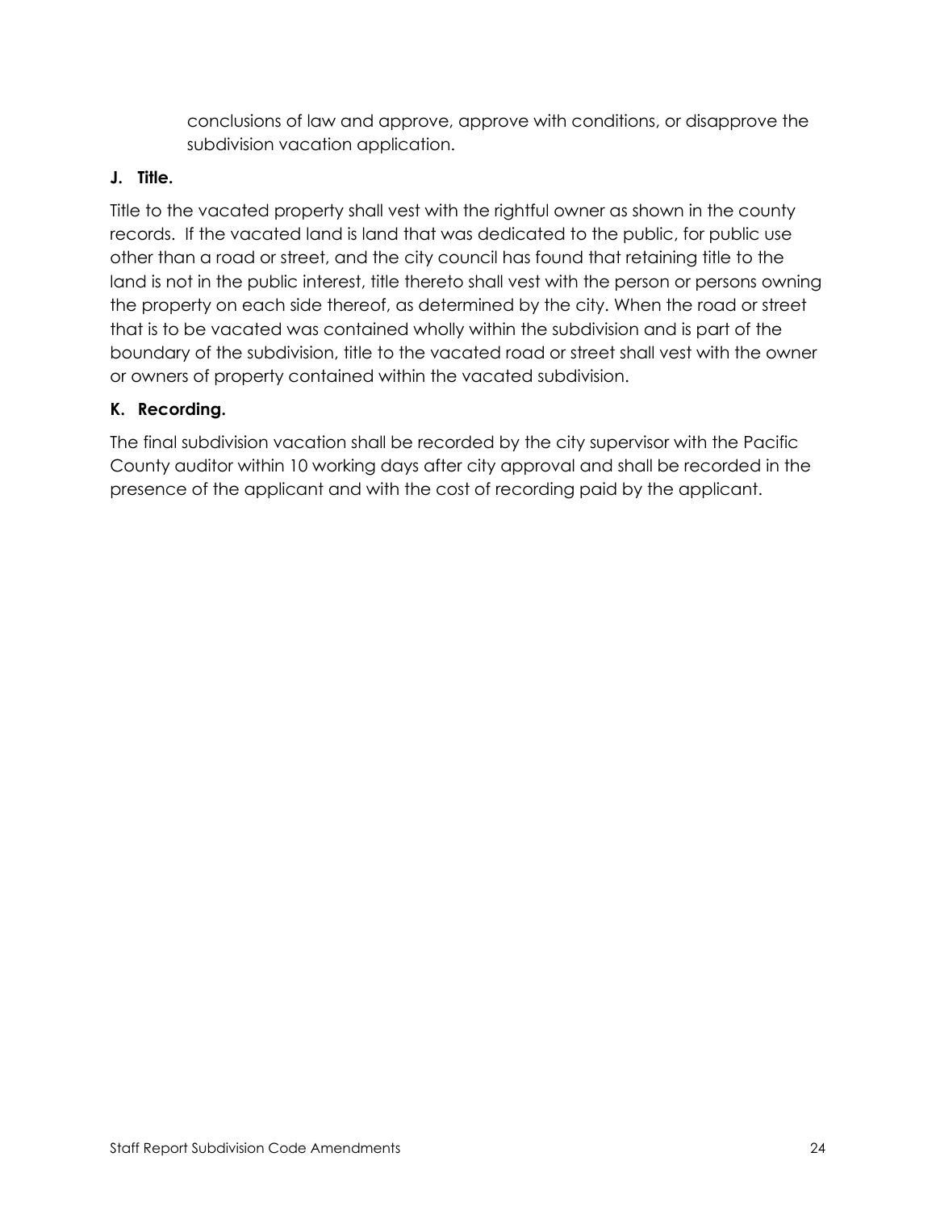conclusions of law and approve, approve with conditions, or disapprove the subdivision vacation application.

### J. Title.

Title to the vacated property shall vest with the rightful owner as shown in the county records. If the vacated land is land that was dedicated to the public, for public use other than a road or street, and the city council has found that retaining title to the land is not in the public interest, title thereto shall vest with the person or persons owning the property on each side thereof, as determined by the city. When the road or street that is to be vacated was contained wholly within the subdivision and is part of the boundary of the subdivision, title to the vacated road or street shall vest with the owner or owners of property contained within the vacated subdivision.

### K. Recording.

The final subdivision vacation shall be recorded by the city supervisor with the Pacific County auditor within 10 working days after city approval and shall be recorded in the presence of the applicant and with the cost of recording paid by the applicant.